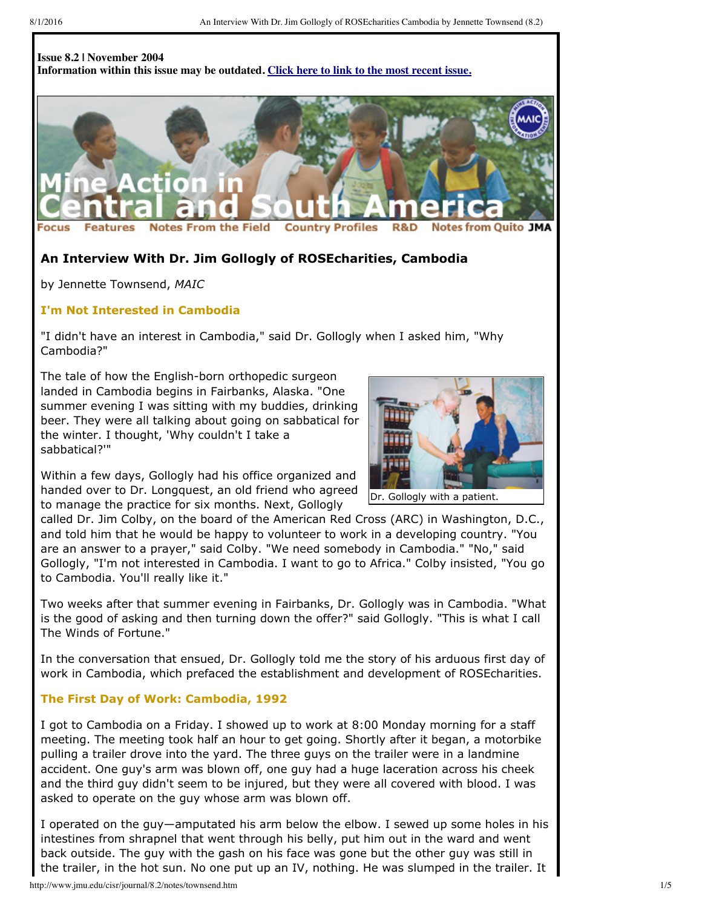**Issue 8.2 | November 2004**
**Information within this issue may be outdated. [Click here to link to the most recent issue.]**

Focus | Features | Notes From the Field | Country Profiles | R&D | Notes from Quito | JMA

## An Interview With Dr. Jim Gollogly of ROSEcharities, Cambodia

by Jennette Townsend, *MAIC*

### I'm Not Interested in Cambodia

"I didn't have an interest in Cambodia," said Dr. Gollogly when I asked him, "Why Cambodia?"

The tale of how the English-born orthopedic surgeon landed in Cambodia begins in Fairbanks, Alaska. "One summer evening I was sitting with my buddies, drinking beer. They were all talking about going on sabbatical for the winter. I thought, 'Why couldn't I take a sabbatical?'"

Dr. Gollogly with a patient.

Within a few days, Gollogly had his office organized and handed over to Dr. Longquest, an old friend who agreed to manage the practice for six months. Next, Gollogly called Dr. Jim Colby, on the board of the American Red Cross (ARC) in Washington, D.C., and told him that he would be happy to volunteer to work in a developing country. "You are an answer to a prayer," said Colby. "We need somebody in Cambodia." "No," said Gollogly, "I'm not interested in Cambodia. I want to go to Africa." Colby insisted, "You go to Cambodia. You'll really like it."

Two weeks after that summer evening in Fairbanks, Dr. Gollogly was in Cambodia. "What is the good of asking and then turning down the offer?" said Gollogly. "This is what I call The Winds of Fortune."

In the conversation that ensued, Dr. Gollogly told me the story of his arduous first day of work in Cambodia, which prefaced the establishment and development of ROSEcharities.

### The First Day of Work: Cambodia, 1992

I got to Cambodia on a Friday. I showed up to work at 8:00 Monday morning for a staff meeting. The meeting took half an hour to get going. Shortly after it began, a motorbike pulling a trailer drove into the yard. The three guys on the trailer were in a landmine accident. One guy's arm was blown off, one guy had a huge laceration across his cheek and the third guy didn't seem to be injured, but they were all covered with blood. I was asked to operate on the guy whose arm was blown off.

I operated on the guy—amputated his arm below the elbow. I sewed up some holes in his intestines from shrapnel that went through his belly, put him out in the ward and went back outside. The guy with the gash on his face was gone but the other guy was still in the trailer, in the hot sun. No one put up an IV, nothing. He was slumped in the trailer. It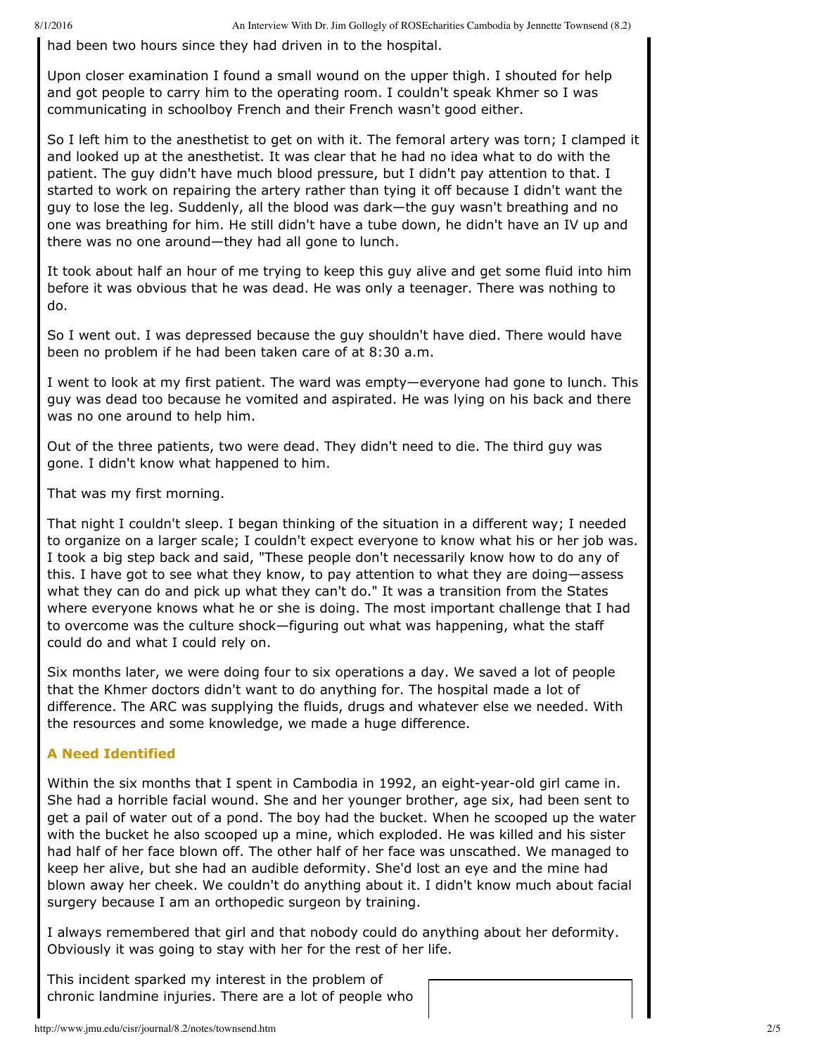had been two hours since they had driven in to the hospital.

Upon closer examination I found a small wound on the upper thigh. I shouted for help and got people to carry him to the operating room. I couldn't speak Khmer so I was communicating in schoolboy French and their French wasn't good either.

So I left him to the anesthetist to get on with it. The femoral artery was torn; I clamped it and looked up at the anesthetist. It was clear that he had no idea what to do with the patient. The guy didn't have much blood pressure, but I didn't pay attention to that. I started to work on repairing the artery rather than tying it off because I didn't want the guy to lose the leg. Suddenly, all the blood was dark—the guy wasn't breathing and no one was breathing for him. He still didn't have a tube down, he didn't have an IV up and there was no one around—they had all gone to lunch.

It took about half an hour of me trying to keep this guy alive and get some fluid into him before it was obvious that he was dead. He was only a teenager. There was nothing to do.

So I went out. I was depressed because the guy shouldn't have died. There would have been no problem if he had been taken care of at 8:30 a.m.

I went to look at my first patient. The ward was empty—everyone had gone to lunch. This guy was dead too because he vomited and aspirated. He was lying on his back and there was no one around to help him.

Out of the three patients, two were dead. They didn't need to die. The third guy was gone. I didn't know what happened to him.

That was my first morning.

That night I couldn't sleep. I began thinking of the situation in a different way; I needed to organize on a larger scale; I couldn't expect everyone to know what his or her job was. I took a big step back and said, "These people don't necessarily know how to do any of this. I have got to see what they know, to pay attention to what they are doing—assess what they can do and pick up what they can't do." It was a transition from the States where everyone knows what he or she is doing. The most important challenge that I had to overcome was the culture shock—figuring out what was happening, what the staff could do and what I could rely on.

Six months later, we were doing four to six operations a day. We saved a lot of people that the Khmer doctors didn't want to do anything for. The hospital made a lot of difference. The ARC was supplying the fluids, drugs and whatever else we needed. With the resources and some knowledge, we made a huge difference.

### A Need Identified

Within the six months that I spent in Cambodia in 1992, an eight-year-old girl came in. She had a horrible facial wound. She and her younger brother, age six, had been sent to get a pail of water out of a pond. The boy had the bucket. When he scooped up the water with the bucket he also scooped up a mine, which exploded. He was killed and his sister had half of her face blown off. The other half of her face was unscathed. We managed to keep her alive, but she had an audible deformity. She'd lost an eye and the mine had blown away her cheek. We couldn't do anything about it. I didn't know much about facial surgery because I am an orthopedic surgeon by training.

I always remembered that girl and that nobody could do anything about her deformity. Obviously it was going to stay with her for the rest of her life.

This incident sparked my interest in the problem of chronic landmine injuries. There are a lot of people who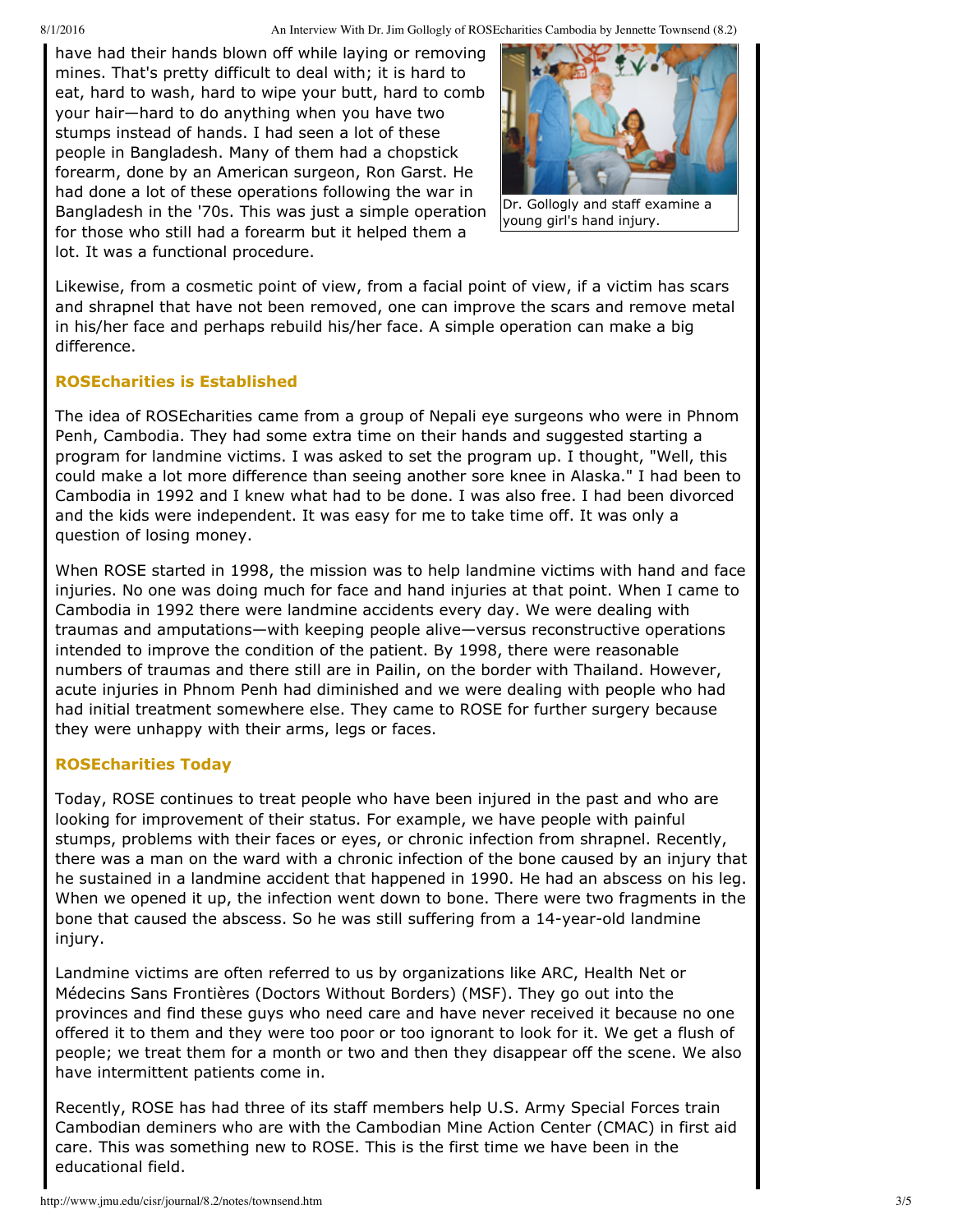have had their hands blown off while laying or removing mines. That's pretty difficult to deal with; it is hard to eat, hard to wash, hard to wipe your butt, hard to comb your hair—hard to do anything when you have two stumps instead of hands. I had seen a lot of these people in Bangladesh. Many of them had a chopstick forearm, done by an American surgeon, Ron Garst. He had done a lot of these operations following the war in Bangladesh in the '70s. This was just a simple operation for those who still had a forearm but it helped them a lot. It was a functional procedure.

Dr. Gollogly and staff examine a young girl's hand injury.

Likewise, from a cosmetic point of view, from a facial point of view, if a victim has scars and shrapnel that have not been removed, one can improve the scars and remove metal in his/her face and perhaps rebuild his/her face. A simple operation can make a big difference.

### ROSEcharities is Established

The idea of ROSEcharities came from a group of Nepali eye surgeons who were in Phnom Penh, Cambodia. They had some extra time on their hands and suggested starting a program for landmine victims. I was asked to set the program up. I thought, "Well, this could make a lot more difference than seeing another sore knee in Alaska." I had been to Cambodia in 1992 and I knew what had to be done. I was also free. I had been divorced and the kids were independent. It was easy for me to take time off. It was only a question of losing money.

When ROSE started in 1998, the mission was to help landmine victims with hand and face injuries. No one was doing much for face and hand injuries at that point. When I came to Cambodia in 1992 there were landmine accidents every day. We were dealing with traumas and amputations—with keeping people alive—versus reconstructive operations intended to improve the condition of the patient. By 1998, there were reasonable numbers of traumas and there still are in Pailin, on the border with Thailand. However, acute injuries in Phnom Penh had diminished and we were dealing with people who had had initial treatment somewhere else. They came to ROSE for further surgery because they were unhappy with their arms, legs or faces.

### ROSEcharities Today

Today, ROSE continues to treat people who have been injured in the past and who are looking for improvement of their status. For example, we have people with painful stumps, problems with their faces or eyes, or chronic infection from shrapnel. Recently, there was a man on the ward with a chronic infection of the bone caused by an injury that he sustained in a landmine accident that happened in 1990. He had an abscess on his leg. When we opened it up, the infection went down to bone. There were two fragments in the bone that caused the abscess. So he was still suffering from a 14-year-old landmine injury.

Landmine victims are often referred to us by organizations like ARC, Health Net or Médecins Sans Frontières (Doctors Without Borders) (MSF). They go out into the provinces and find these guys who need care and have never received it because no one offered it to them and they were too poor or too ignorant to look for it. We get a flush of people; we treat them for a month or two and then they disappear off the scene. We also have intermittent patients come in.

Recently, ROSE has had three of its staff members help U.S. Army Special Forces train Cambodian deminers who are with the Cambodian Mine Action Center (CMAC) in first aid care. This was something new to ROSE. This is the first time we have been in the educational field.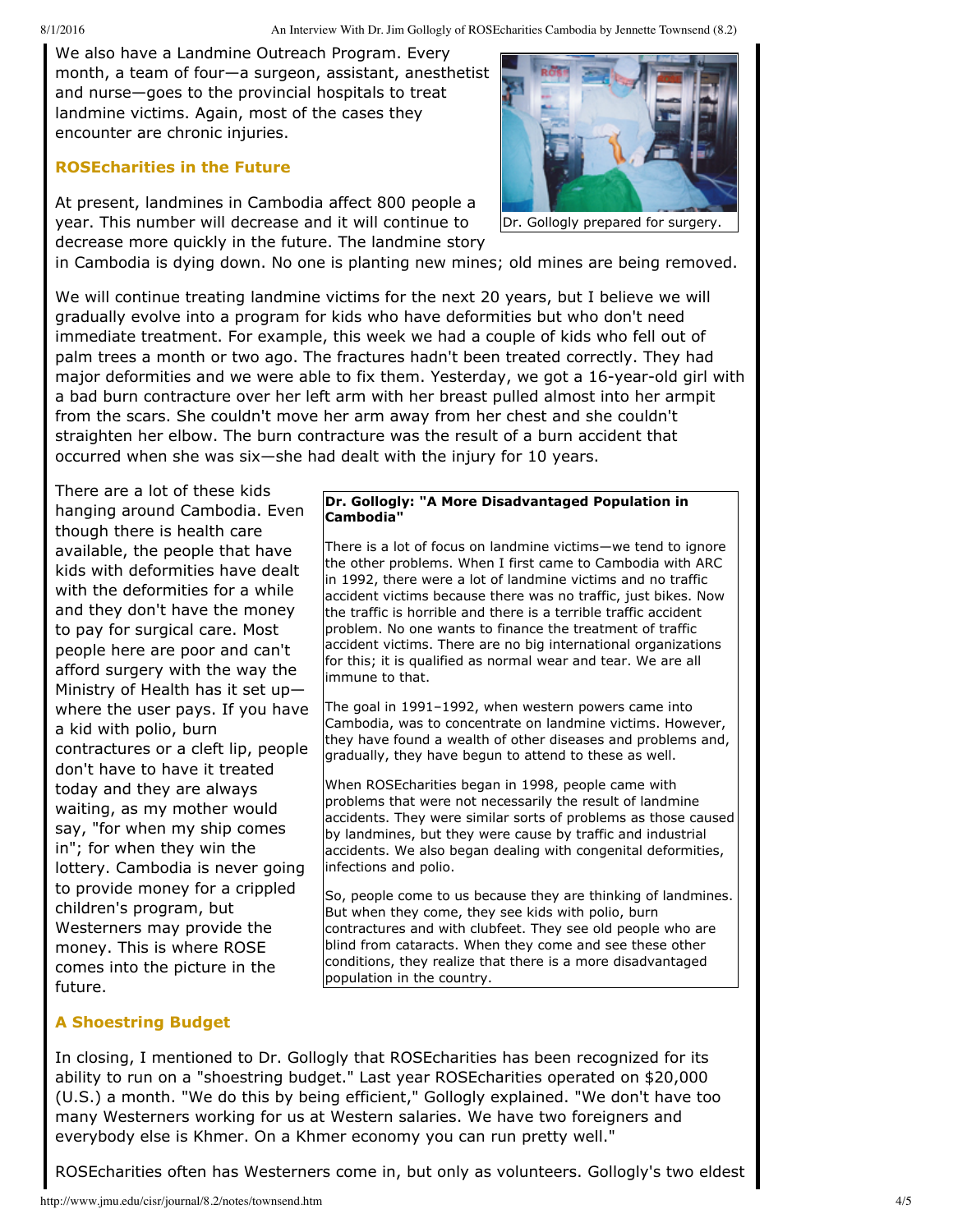We also have a Landmine Outreach Program. Every month, a team of four—a surgeon, assistant, anesthetist and nurse—goes to the provincial hospitals to treat landmine victims. Again, most of the cases they encounter are chronic injuries.

Dr. Gollogly prepared for surgery.

### ROSEcharities in the Future

At present, landmines in Cambodia affect 800 people a year. This number will decrease and it will continue to decrease more quickly in the future. The landmine story in Cambodia is dying down. No one is planting new mines; old mines are being removed.

We will continue treating landmine victims for the next 20 years, but I believe we will gradually evolve into a program for kids who have deformities but who don't need immediate treatment. For example, this week we had a couple of kids who fell out of palm trees a month or two ago. The fractures hadn't been treated correctly. They had major deformities and we were able to fix them. Yesterday, we got a 16-year-old girl with a bad burn contracture over her left arm with her breast pulled almost into her armpit from the scars. She couldn't move her arm away from her chest and she couldn't straighten her elbow. The burn contracture was the result of a burn accident that occurred when she was six—she had dealt with the injury for 10 years.

There are a lot of these kids hanging around Cambodia. Even though there is health care available, the people that have kids with deformities have dealt with the deformities for a while and they don't have the money to pay for surgical care. Most people here are poor and can't afford surgery with the way the Ministry of Health has it set up—where the user pays. If you have a kid with polio, burn contractures or a cleft lip, people don't have to have it treated today and they are always waiting, as my mother would say, "for when my ship comes in"; for when they win the lottery. Cambodia is never going to provide money for a crippled children's program, but Westerners may provide the money. This is where ROSE comes into the picture in the future.

**Dr. Gollogly: "A More Disadvantaged Population in Cambodia"**

There is a lot of focus on landmine victims—we tend to ignore the other problems. When I first came to Cambodia with ARC in 1992, there were a lot of landmine victims and no traffic accident victims because there was no traffic, just bikes. Now the traffic is horrible and there is a terrible traffic accident problem. No one wants to finance the treatment of traffic accident victims. There are no big international organizations for this; it is qualified as normal wear and tear. We are all immune to that.

The goal in 1991–1992, when western powers came into Cambodia, was to concentrate on landmine victims. However, they have found a wealth of other diseases and problems and, gradually, they have begun to attend to these as well.

When ROSEcharities began in 1998, people came with problems that were not necessarily the result of landmine accidents. They were similar sorts of problems as those caused by landmines, but they were cause by traffic and industrial accidents. We also began dealing with congenital deformities, infections and polio.

So, people come to us because they are thinking of landmines. But when they come, they see kids with polio, burn contractures and with clubfeet. They see old people who are blind from cataracts. When they come and see these other conditions, they realize that there is a more disadvantaged population in the country.

### A Shoestring Budget

In closing, I mentioned to Dr. Gollogly that ROSEcharities has been recognized for its ability to run on a "shoestring budget." Last year ROSEcharities operated on $20,000 (U.S.) a month. "We do this by being efficient," Gollogly explained. "We don't have too many Westerners working for us at Western salaries. We have two foreigners and everybody else is Khmer. On a Khmer economy you can run pretty well."

ROSEcharities often has Westerners come in, but only as volunteers. Gollogly's two eldest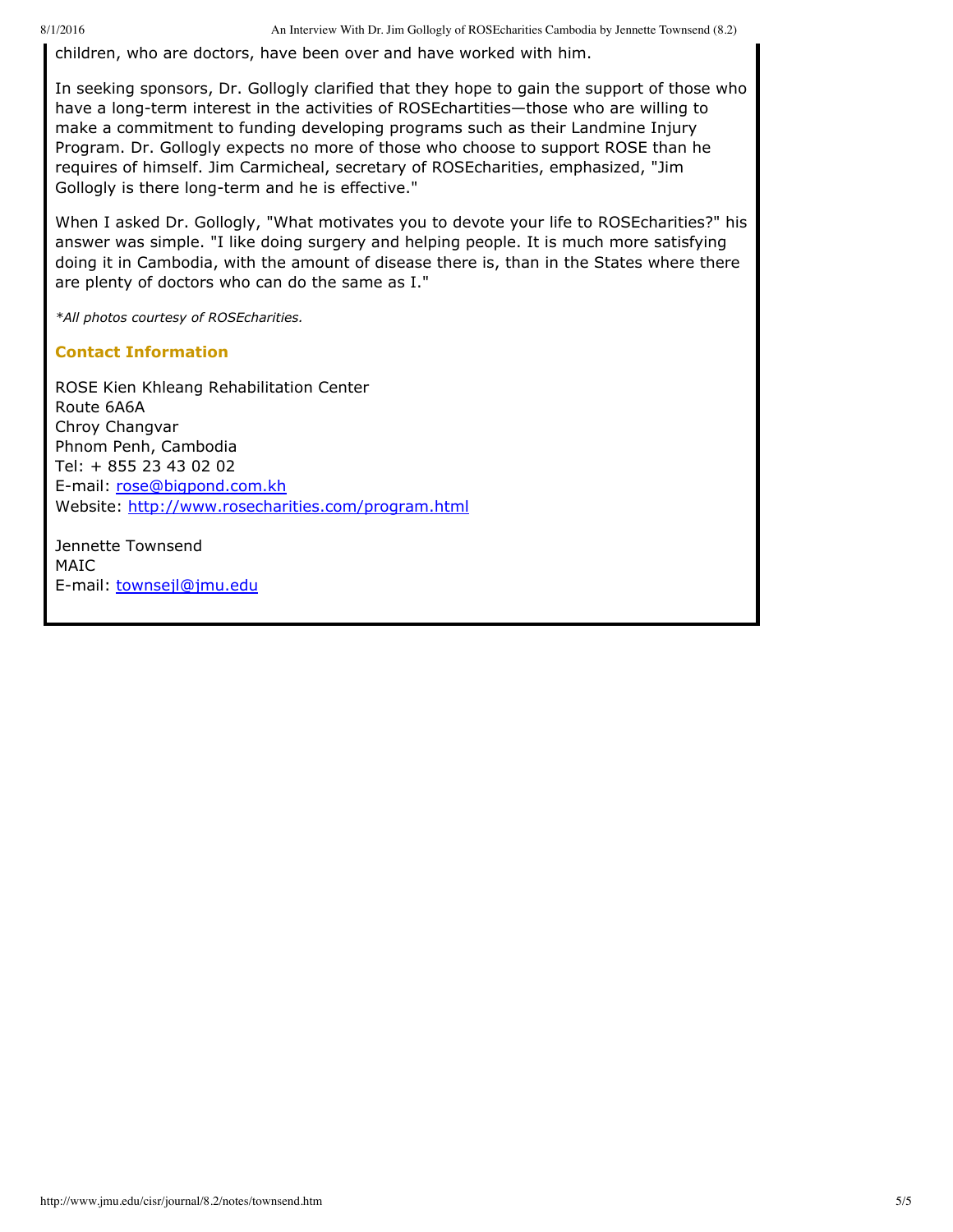children, who are doctors, have been over and have worked with him.

In seeking sponsors, Dr. Gollogly clarified that they hope to gain the support of those who have a long-term interest in the activities of ROSEchartities—those who are willing to make a commitment to funding developing programs such as their Landmine Injury Program. Dr. Gollogly expects no more of those who choose to support ROSE than he requires of himself. Jim Carmicheal, secretary of ROSEcharities, emphasized, "Jim Gollogly is there long-term and he is effective."

When I asked Dr. Gollogly, "What motivates you to devote your life to ROSEcharities?" his answer was simple. "I like doing surgery and helping people. It is much more satisfying doing it in Cambodia, with the amount of disease there is, than in the States where there are plenty of doctors who can do the same as I."

*\*All photos courtesy of ROSEcharities.*

### Contact Information

ROSE Kien Khleang Rehabilitation Center
Route 6A6A
Chroy Changvar
Phnom Penh, Cambodia
Tel: + 855 23 43 02 02
E-mail: rose@bigpond.com.kh
Website: http://www.rosecharities.com/program.html

Jennette Townsend
MAIC
E-mail: townsejl@jmu.edu